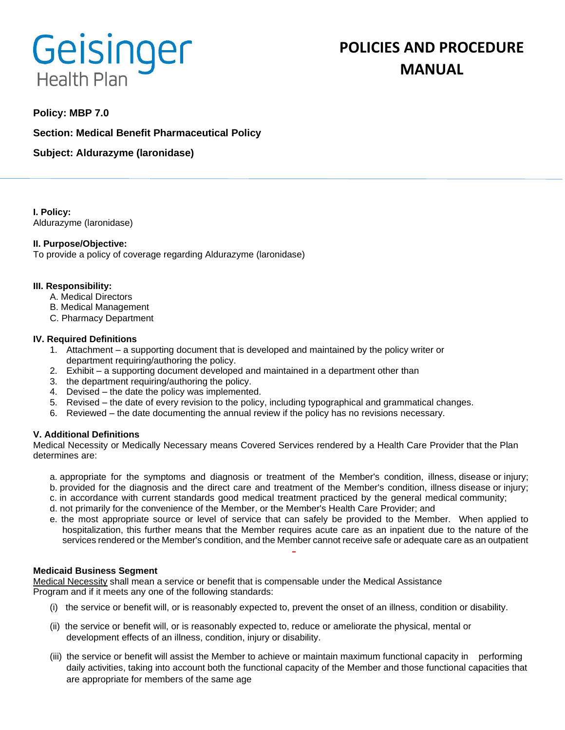Geisinger Health Plan

# POLICIES AND PROCEDURE MANUAL

**Policy: MBP 7.0**

**Section: Medical Benefit Pharmaceutical Policy**

**Subject: Aldurazyme (laronidase)**

**I. Policy:**
Aldurazyme (laronidase)

**II. Purpose/Objective:**
To provide a policy of coverage regarding Aldurazyme (laronidase)

**III. Responsibility:**

A. Medical Directors
B. Medical Management
C. Pharmacy Department

**IV. Required Definitions**

1. Attachment – a supporting document that is developed and maintained by the policy writer or department requiring/authoring the policy.
2. Exhibit – a supporting document developed and maintained in a department other than
3. the department requiring/authoring the policy.
4. Devised – the date the policy was implemented.
5. Revised – the date of every revision to the policy, including typographical and grammatical changes.
6. Reviewed – the date documenting the annual review if the policy has no revisions necessary.

**V. Additional Definitions**
Medical Necessity or Medically Necessary means Covered Services rendered by a Health Care Provider that the Plan determines are:

a. appropriate for the symptoms and diagnosis or treatment of the Member's condition, illness, disease or injury;
b. provided for the diagnosis and the direct care and treatment of the Member's condition, illness disease or injury;
c. in accordance with current standards good medical treatment practiced by the general medical community;
d. not primarily for the convenience of the Member, or the Member's Health Care Provider; and
e. the most appropriate source or level of service that can safely be provided to the Member. When applied to hospitalization, this further means that the Member requires acute care as an inpatient due to the nature of the services rendered or the Member's condition, and the Member cannot receive safe or adequate care as an outpatient

**Medicaid Business Segment**
Medical Necessity shall mean a service or benefit that is compensable under the Medical Assistance Program and if it meets any one of the following standards:

(i) the service or benefit will, or is reasonably expected to, prevent the onset of an illness, condition or disability.

(ii) the service or benefit will, or is reasonably expected to, reduce or ameliorate the physical, mental or development effects of an illness, condition, injury or disability.

(iii) the service or benefit will assist the Member to achieve or maintain maximum functional capacity in performing daily activities, taking into account both the functional capacity of the Member and those functional capacities that are appropriate for members of the same age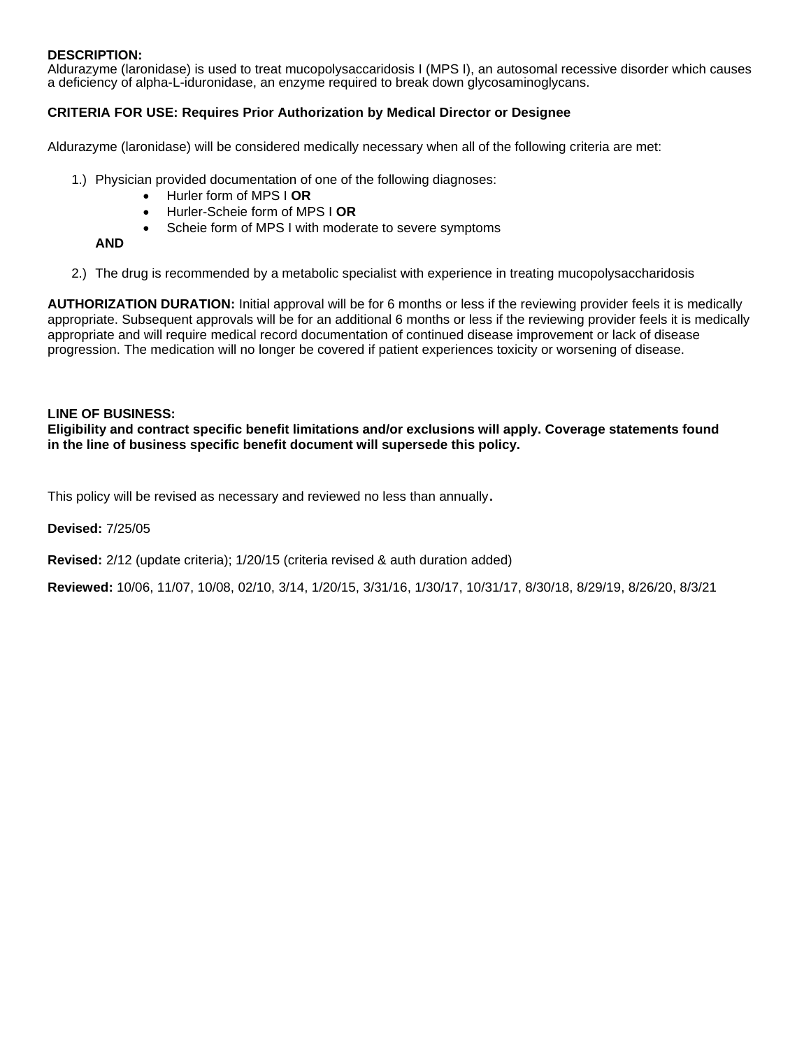**DESCRIPTION:**
Aldurazyme (laronidase) is used to treat mucopolysaccaridosis I (MPS I), an autosomal recessive disorder which causes a deficiency of alpha-L-iduronidase, an enzyme required to break down glycosaminoglycans.

**CRITERIA FOR USE: Requires Prior Authorization by Medical Director or Designee**

Aldurazyme (laronidase) will be considered medically necessary when all of the following criteria are met:

1.) Physician provided documentation of one of the following diagnoses:
   - Hurler form of MPS I **OR**
   - Hurler-Scheie form of MPS I **OR**
   - Scheie form of MPS I with moderate to severe symptoms

   **AND**

2.) The drug is recommended by a metabolic specialist with experience in treating mucopolysaccharidosis

**AUTHORIZATION DURATION:** Initial approval will be for 6 months or less if the reviewing provider feels it is medically appropriate. Subsequent approvals will be for an additional 6 months or less if the reviewing provider feels it is medically appropriate and will require medical record documentation of continued disease improvement or lack of disease progression. The medication will no longer be covered if patient experiences toxicity or worsening of disease.

**LINE OF BUSINESS:**
**Eligibility and contract specific benefit limitations and/or exclusions will apply. Coverage statements found in the line of business specific benefit document will supersede this policy.**

This policy will be revised as necessary and reviewed no less than annually.

**Devised:** 7/25/05

**Revised:** 2/12 (update criteria); 1/20/15 (criteria revised & auth duration added)

**Reviewed:** 10/06, 11/07, 10/08, 02/10, 3/14, 1/20/15, 3/31/16, 1/30/17, 10/31/17, 8/30/18, 8/29/19, 8/26/20, 8/3/21